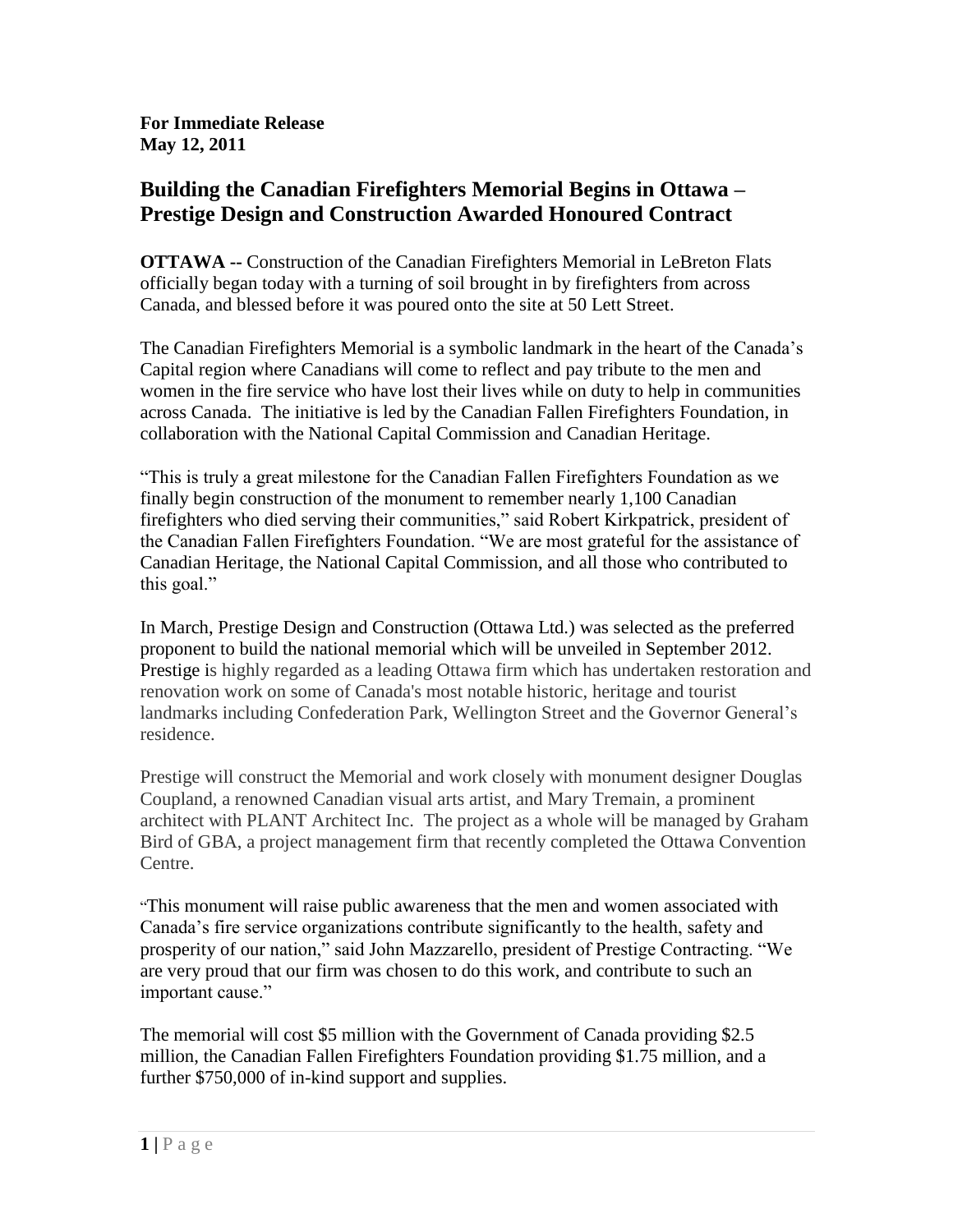**For Immediate Release**
**May 12, 2011**

## Building the Canadian Firefighters Memorial Begins in Ottawa – Prestige Design and Construction Awarded Honoured Contract

**OTTAWA --** Construction of the Canadian Firefighters Memorial in LeBreton Flats officially began today with a turning of soil brought in by firefighters from across Canada, and blessed before it was poured onto the site at 50 Lett Street.

The Canadian Firefighters Memorial is a symbolic landmark in the heart of the Canada's Capital region where Canadians will come to reflect and pay tribute to the men and women in the fire service who have lost their lives while on duty to help in communities across Canada. The initiative is led by the Canadian Fallen Firefighters Foundation, in collaboration with the National Capital Commission and Canadian Heritage.

"This is truly a great milestone for the Canadian Fallen Firefighters Foundation as we finally begin construction of the monument to remember nearly 1,100 Canadian firefighters who died serving their communities," said Robert Kirkpatrick, president of the Canadian Fallen Firefighters Foundation. "We are most grateful for the assistance of Canadian Heritage, the National Capital Commission, and all those who contributed to this goal."

In March, Prestige Design and Construction (Ottawa Ltd.) was selected as the preferred proponent to build the national memorial which will be unveiled in September 2012. Prestige is highly regarded as a leading Ottawa firm which has undertaken restoration and renovation work on some of Canada's most notable historic, heritage and tourist landmarks including Confederation Park, Wellington Street and the Governor General's residence.

Prestige will construct the Memorial and work closely with monument designer Douglas Coupland, a renowned Canadian visual arts artist, and Mary Tremain, a prominent architect with PLANT Architect Inc. The project as a whole will be managed by Graham Bird of GBA, a project management firm that recently completed the Ottawa Convention Centre.

"This monument will raise public awareness that the men and women associated with Canada's fire service organizations contribute significantly to the health, safety and prosperity of our nation," said John Mazzarello, president of Prestige Contracting. "We are very proud that our firm was chosen to do this work, and contribute to such an important cause."

The memorial will cost $5 million with the Government of Canada providing $2.5 million, the Canadian Fallen Firefighters Foundation providing $1.75 million, and a further $750,000 of in-kind support and supplies.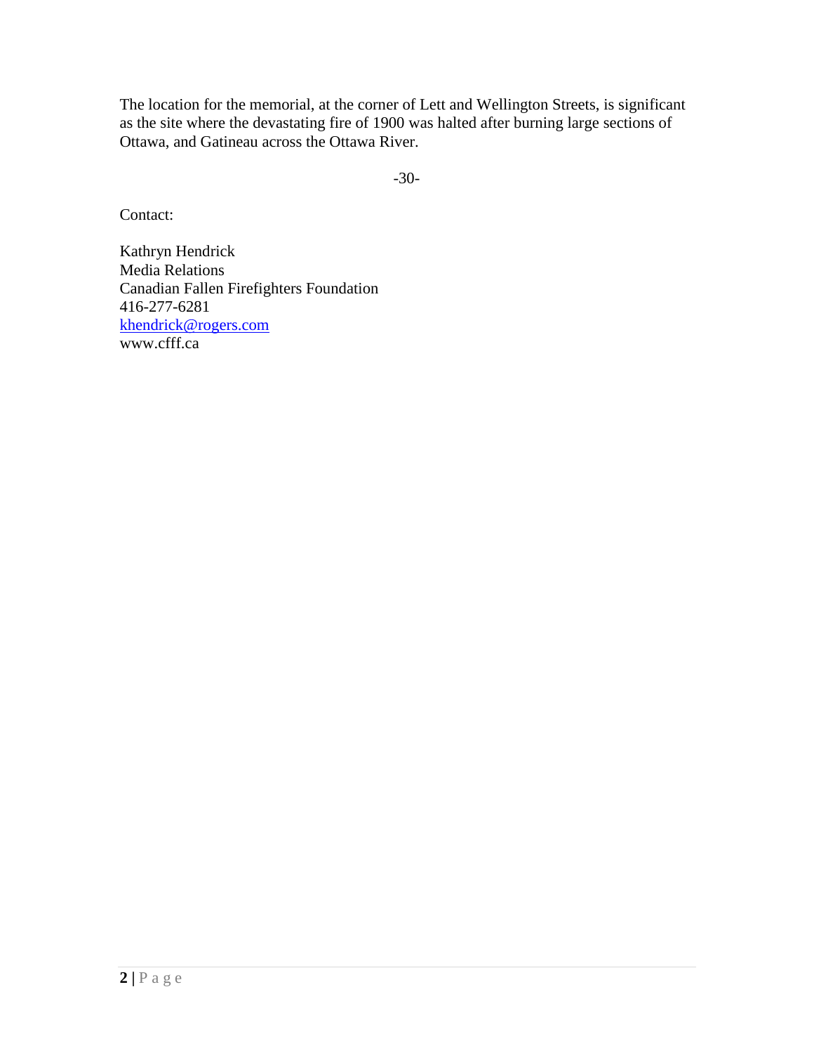The location for the memorial, at the corner of Lett and Wellington Streets, is significant as the site where the devastating fire of 1900 was halted after burning large sections of Ottawa, and Gatineau across the Ottawa River.

-30-

Contact:

Kathryn Hendrick
Media Relations
Canadian Fallen Firefighters Foundation
416-277-6281
khendrick@rogers.com
www.cfff.ca